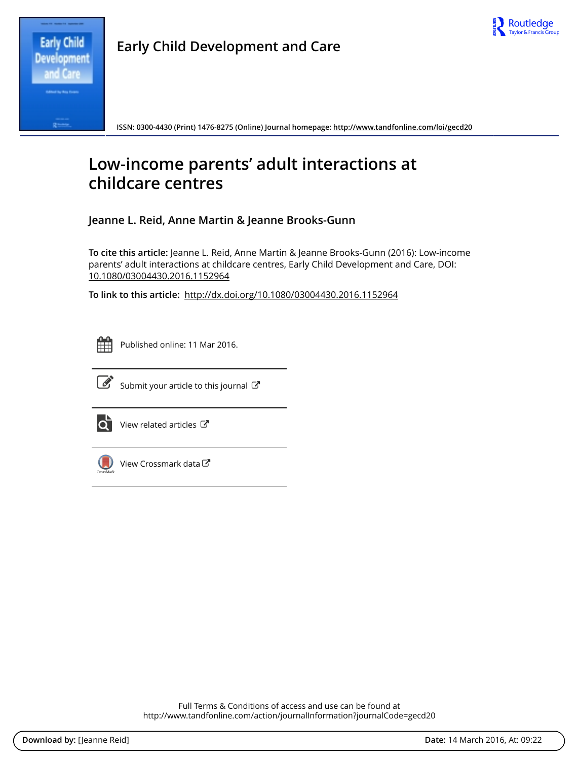Early Child Development and Care

ISSN: 0300-4430 (Print) 1476-8275 (Online) Journal homepage: http://www.tandfonline.com/loi/gecd20

# Low-income parents' adult interactions at childcare centres

## Jeanne L. Reid, Anne Martin & Jeanne Brooks-Gunn

**To cite this article:** Jeanne L. Reid, Anne Martin & Jeanne Brooks-Gunn (2016): Low-income parents' adult interactions at childcare centres, Early Child Development and Care, DOI: 10.1080/03004430.2016.1152964

**To link to this article:** http://dx.doi.org/10.1080/03004430.2016.1152964

Published online: 11 Mar 2016.

Submit your article to this journal

View related articles

View Crossmark data

Full Terms & Conditions of access and use can be found at
http://www.tandfonline.com/action/journalInformation?journalCode=gecd20

**Download by:** [Jeanne Reid] **Date:** 14 March 2016, At: 09:22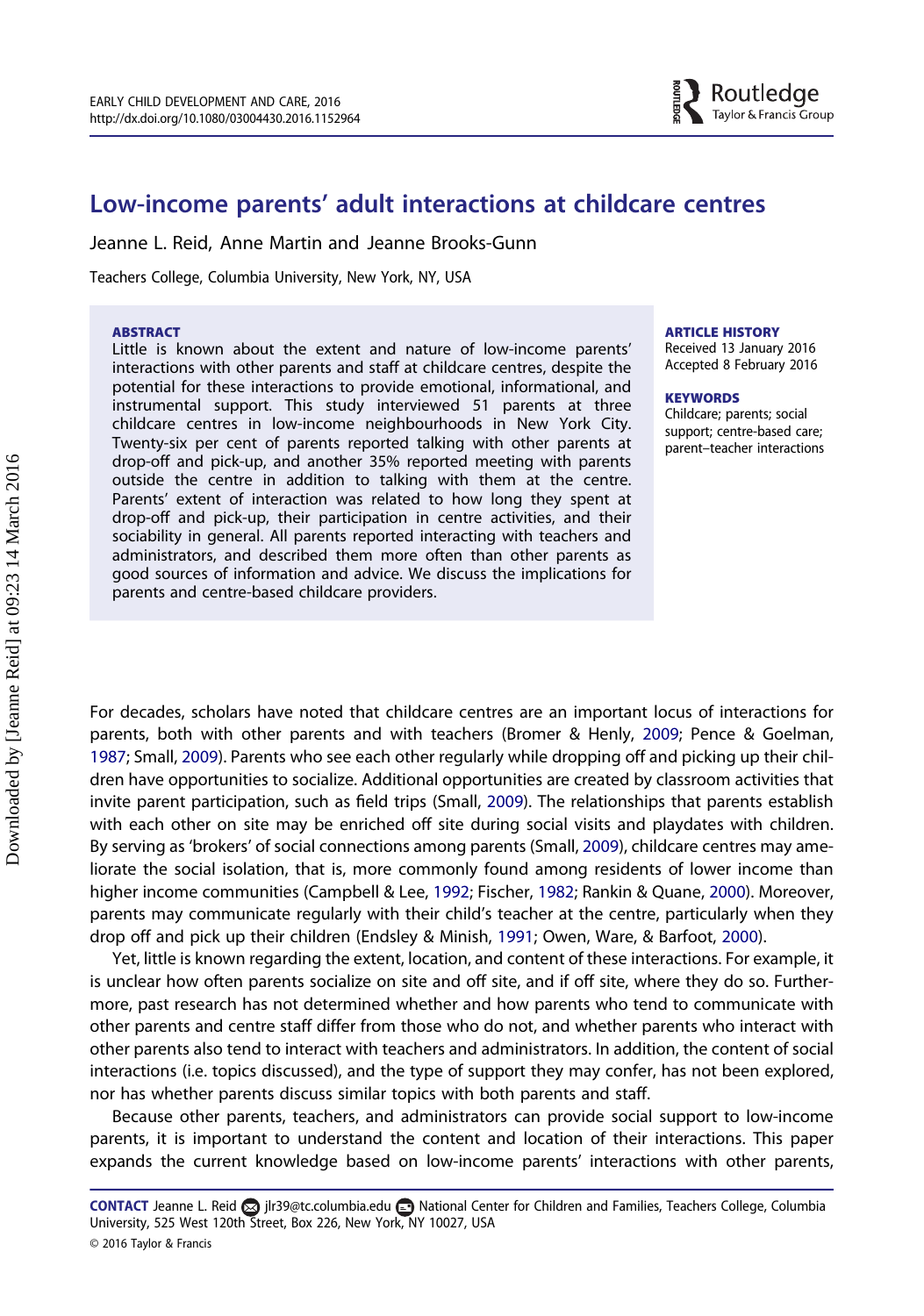# Low-income parents' adult interactions at childcare centres

Jeanne L. Reid, Anne Martin and Jeanne Brooks-Gunn

Teachers College, Columbia University, New York, NY, USA

## ABSTRACT

Little is known about the extent and nature of low-income parents' interactions with other parents and staff at childcare centres, despite the potential for these interactions to provide emotional, informational, and instrumental support. This study interviewed 51 parents at three childcare centres in low-income neighbourhoods in New York City. Twenty-six per cent of parents reported talking with other parents at drop-off and pick-up, and another 35% reported meeting with parents outside the centre in addition to talking with them at the centre. Parents' extent of interaction was related to how long they spent at drop-off and pick-up, their participation in centre activities, and their sociability in general. All parents reported interacting with teachers and administrators, and described them more often than other parents as good sources of information and advice. We discuss the implications for parents and centre-based childcare providers.

## ARTICLE HISTORY

Received 13 January 2016
Accepted 8 February 2016

## KEYWORDS

Childcare; parents; social support; centre-based care; parent–teacher interactions

For decades, scholars have noted that childcare centres are an important locus of interactions for parents, both with other parents and with teachers (Bromer & Henly, 2009; Pence & Goelman, 1987; Small, 2009). Parents who see each other regularly while dropping off and picking up their children have opportunities to socialize. Additional opportunities are created by classroom activities that invite parent participation, such as field trips (Small, 2009). The relationships that parents establish with each other on site may be enriched off site during social visits and playdates with children. By serving as 'brokers' of social connections among parents (Small, 2009), childcare centres may ameliorate the social isolation, that is, more commonly found among residents of lower income than higher income communities (Campbell & Lee, 1992; Fischer, 1982; Rankin & Quane, 2000). Moreover, parents may communicate regularly with their child's teacher at the centre, particularly when they drop off and pick up their children (Endsley & Minish, 1991; Owen, Ware, & Barfoot, 2000).

Yet, little is known regarding the extent, location, and content of these interactions. For example, it is unclear how often parents socialize on site and off site, and if off site, where they do so. Furthermore, past research has not determined whether and how parents who tend to communicate with other parents and centre staff differ from those who do not, and whether parents who interact with other parents also tend to interact with teachers and administrators. In addition, the content of social interactions (i.e. topics discussed), and the type of support they may confer, has not been explored, nor has whether parents discuss similar topics with both parents and staff.

Because other parents, teachers, and administrators can provide social support to low-income parents, it is important to understand the content and location of their interactions. This paper expands the current knowledge based on low-income parents' interactions with other parents,

CONTACT Jeanne L. Reid jlr39@tc.columbia.edu National Center for Children and Families, Teachers College, Columbia University, 525 West 120th Street, Box 226, New York, NY 10027, USA

© 2016 Taylor & Francis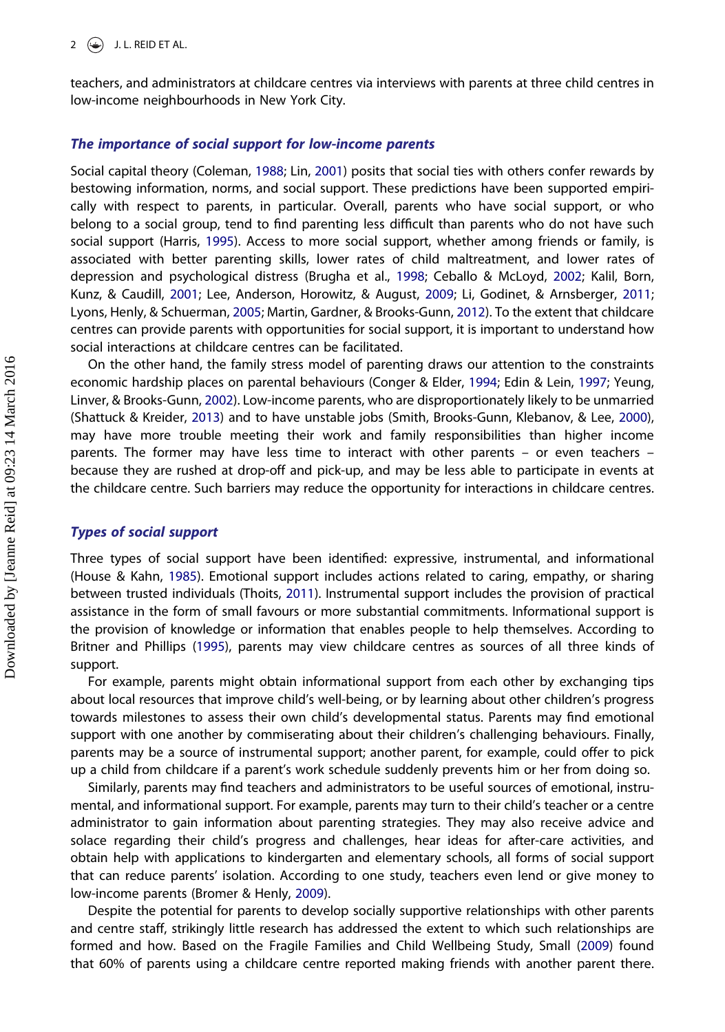teachers, and administrators at childcare centres via interviews with parents at three child centres in low-income neighbourhoods in New York City.

## *The importance of social support for low-income parents*

Social capital theory (Coleman, 1988; Lin, 2001) posits that social ties with others confer rewards by bestowing information, norms, and social support. These predictions have been supported empirically with respect to parents, in particular. Overall, parents who have social support, or who belong to a social group, tend to find parenting less difficult than parents who do not have such social support (Harris, 1995). Access to more social support, whether among friends or family, is associated with better parenting skills, lower rates of child maltreatment, and lower rates of depression and psychological distress (Brugha et al., 1998; Ceballo & McLoyd, 2002; Kalil, Born, Kunz, & Caudill, 2001; Lee, Anderson, Horowitz, & August, 2009; Li, Godinet, & Arnsberger, 2011; Lyons, Henly, & Schuerman, 2005; Martin, Gardner, & Brooks-Gunn, 2012). To the extent that childcare centres can provide parents with opportunities for social support, it is important to understand how social interactions at childcare centres can be facilitated.

On the other hand, the family stress model of parenting draws our attention to the constraints economic hardship places on parental behaviours (Conger & Elder, 1994; Edin & Lein, 1997; Yeung, Linver, & Brooks-Gunn, 2002). Low-income parents, who are disproportionately likely to be unmarried (Shattuck & Kreider, 2013) and to have unstable jobs (Smith, Brooks-Gunn, Klebanov, & Lee, 2000), may have more trouble meeting their work and family responsibilities than higher income parents. The former may have less time to interact with other parents – or even teachers – because they are rushed at drop-off and pick-up, and may be less able to participate in events at the childcare centre. Such barriers may reduce the opportunity for interactions in childcare centres.

## *Types of social support*

Three types of social support have been identified: expressive, instrumental, and informational (House & Kahn, 1985). Emotional support includes actions related to caring, empathy, or sharing between trusted individuals (Thoits, 2011). Instrumental support includes the provision of practical assistance in the form of small favours or more substantial commitments. Informational support is the provision of knowledge or information that enables people to help themselves. According to Britner and Phillips (1995), parents may view childcare centres as sources of all three kinds of support.

For example, parents might obtain informational support from each other by exchanging tips about local resources that improve child's well-being, or by learning about other children's progress towards milestones to assess their own child's developmental status. Parents may find emotional support with one another by commiserating about their children's challenging behaviours. Finally, parents may be a source of instrumental support; another parent, for example, could offer to pick up a child from childcare if a parent's work schedule suddenly prevents him or her from doing so.

Similarly, parents may find teachers and administrators to be useful sources of emotional, instrumental, and informational support. For example, parents may turn to their child's teacher or a centre administrator to gain information about parenting strategies. They may also receive advice and solace regarding their child's progress and challenges, hear ideas for after-care activities, and obtain help with applications to kindergarten and elementary schools, all forms of social support that can reduce parents' isolation. According to one study, teachers even lend or give money to low-income parents (Bromer & Henly, 2009).

Despite the potential for parents to develop socially supportive relationships with other parents and centre staff, strikingly little research has addressed the extent to which such relationships are formed and how. Based on the Fragile Families and Child Wellbeing Study, Small (2009) found that 60% of parents using a childcare centre reported making friends with another parent there.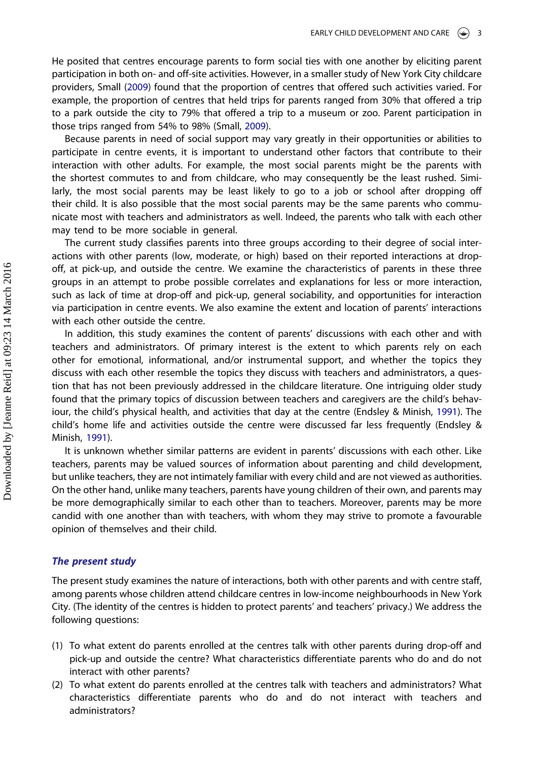He posited that centres encourage parents to form social ties with one another by eliciting parent participation in both on- and off-site activities. However, in a smaller study of New York City childcare providers, Small (2009) found that the proportion of centres that offered such activities varied. For example, the proportion of centres that held trips for parents ranged from 30% that offered a trip to a park outside the city to 79% that offered a trip to a museum or zoo. Parent participation in those trips ranged from 54% to 98% (Small, 2009).

Because parents in need of social support may vary greatly in their opportunities or abilities to participate in centre events, it is important to understand other factors that contribute to their interaction with other adults. For example, the most social parents might be the parents with the shortest commutes to and from childcare, who may consequently be the least rushed. Similarly, the most social parents may be least likely to go to a job or school after dropping off their child. It is also possible that the most social parents may be the same parents who communicate most with teachers and administrators as well. Indeed, the parents who talk with each other may tend to be more sociable in general.

The current study classifies parents into three groups according to their degree of social interactions with other parents (low, moderate, or high) based on their reported interactions at drop-off, at pick-up, and outside the centre. We examine the characteristics of parents in these three groups in an attempt to probe possible correlates and explanations for less or more interaction, such as lack of time at drop-off and pick-up, general sociability, and opportunities for interaction via participation in centre events. We also examine the extent and location of parents' interactions with each other outside the centre.

In addition, this study examines the content of parents' discussions with each other and with teachers and administrators. Of primary interest is the extent to which parents rely on each other for emotional, informational, and/or instrumental support, and whether the topics they discuss with each other resemble the topics they discuss with teachers and administrators, a question that has not been previously addressed in the childcare literature. One intriguing older study found that the primary topics of discussion between teachers and caregivers are the child's behaviour, the child's physical health, and activities that day at the centre (Endsley & Minish, 1991). The child's home life and activities outside the centre were discussed far less frequently (Endsley & Minish, 1991).

It is unknown whether similar patterns are evident in parents' discussions with each other. Like teachers, parents may be valued sources of information about parenting and child development, but unlike teachers, they are not intimately familiar with every child and are not viewed as authorities. On the other hand, unlike many teachers, parents have young children of their own, and parents may be more demographically similar to each other than to teachers. Moreover, parents may be more candid with one another than with teachers, with whom they may strive to promote a favourable opinion of themselves and their child.

### *The present study*

The present study examines the nature of interactions, both with other parents and with centre staff, among parents whose children attend childcare centres in low-income neighbourhoods in New York City. (The identity of the centres is hidden to protect parents' and teachers' privacy.) We address the following questions:

(1) To what extent do parents enrolled at the centres talk with other parents during drop-off and pick-up and outside the centre? What characteristics differentiate parents who do and do not interact with other parents?
(2) To what extent do parents enrolled at the centres talk with teachers and administrators? What characteristics differentiate parents who do and do not interact with teachers and administrators?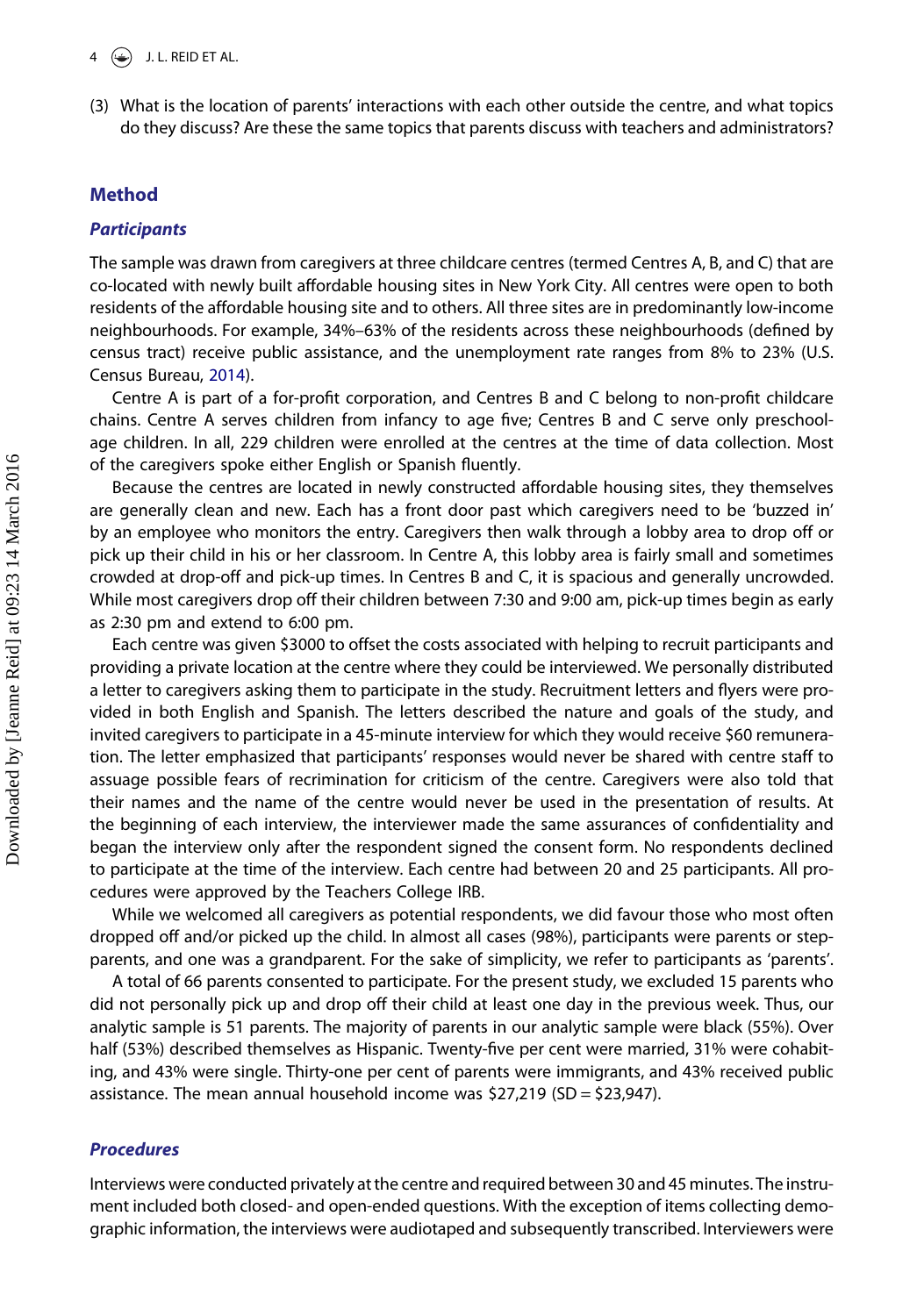(3) What is the location of parents' interactions with each other outside the centre, and what topics do they discuss? Are these the same topics that parents discuss with teachers and administrators?

## Method

### Participants

The sample was drawn from caregivers at three childcare centres (termed Centres A, B, and C) that are co-located with newly built affordable housing sites in New York City. All centres were open to both residents of the affordable housing site and to others. All three sites are in predominantly low-income neighbourhoods. For example, 34%–63% of the residents across these neighbourhoods (defined by census tract) receive public assistance, and the unemployment rate ranges from 8% to 23% (U.S. Census Bureau, 2014).

Centre A is part of a for-profit corporation, and Centres B and C belong to non-profit childcare chains. Centre A serves children from infancy to age five; Centres B and C serve only preschool-age children. In all, 229 children were enrolled at the centres at the time of data collection. Most of the caregivers spoke either English or Spanish fluently.

Because the centres are located in newly constructed affordable housing sites, they themselves are generally clean and new. Each has a front door past which caregivers need to be 'buzzed in' by an employee who monitors the entry. Caregivers then walk through a lobby area to drop off or pick up their child in his or her classroom. In Centre A, this lobby area is fairly small and sometimes crowded at drop-off and pick-up times. In Centres B and C, it is spacious and generally uncrowded. While most caregivers drop off their children between 7:30 and 9:00 am, pick-up times begin as early as 2:30 pm and extend to 6:00 pm.

Each centre was given $3000 to offset the costs associated with helping to recruit participants and providing a private location at the centre where they could be interviewed. We personally distributed a letter to caregivers asking them to participate in the study. Recruitment letters and flyers were provided in both English and Spanish. The letters described the nature and goals of the study, and invited caregivers to participate in a 45-minute interview for which they would receive $60 remuneration. The letter emphasized that participants' responses would never be shared with centre staff to assuage possible fears of recrimination for criticism of the centre. Caregivers were also told that their names and the name of the centre would never be used in the presentation of results. At the beginning of each interview, the interviewer made the same assurances of confidentiality and began the interview only after the respondent signed the consent form. No respondents declined to participate at the time of the interview. Each centre had between 20 and 25 participants. All procedures were approved by the Teachers College IRB.

While we welcomed all caregivers as potential respondents, we did favour those who most often dropped off and/or picked up the child. In almost all cases (98%), participants were parents or step-parents, and one was a grandparent. For the sake of simplicity, we refer to participants as 'parents'.

A total of 66 parents consented to participate. For the present study, we excluded 15 parents who did not personally pick up and drop off their child at least one day in the previous week. Thus, our analytic sample is 51 parents. The majority of parents in our analytic sample were black (55%). Over half (53%) described themselves as Hispanic. Twenty-five per cent were married, 31% were cohabiting, and 43% were single. Thirty-one per cent of parents were immigrants, and 43% received public assistance. The mean annual household income was $27,219 (SD = $23,947).

### Procedures

Interviews were conducted privately at the centre and required between 30 and 45 minutes. The instrument included both closed- and open-ended questions. With the exception of items collecting demographic information, the interviews were audiotaped and subsequently transcribed. Interviewers were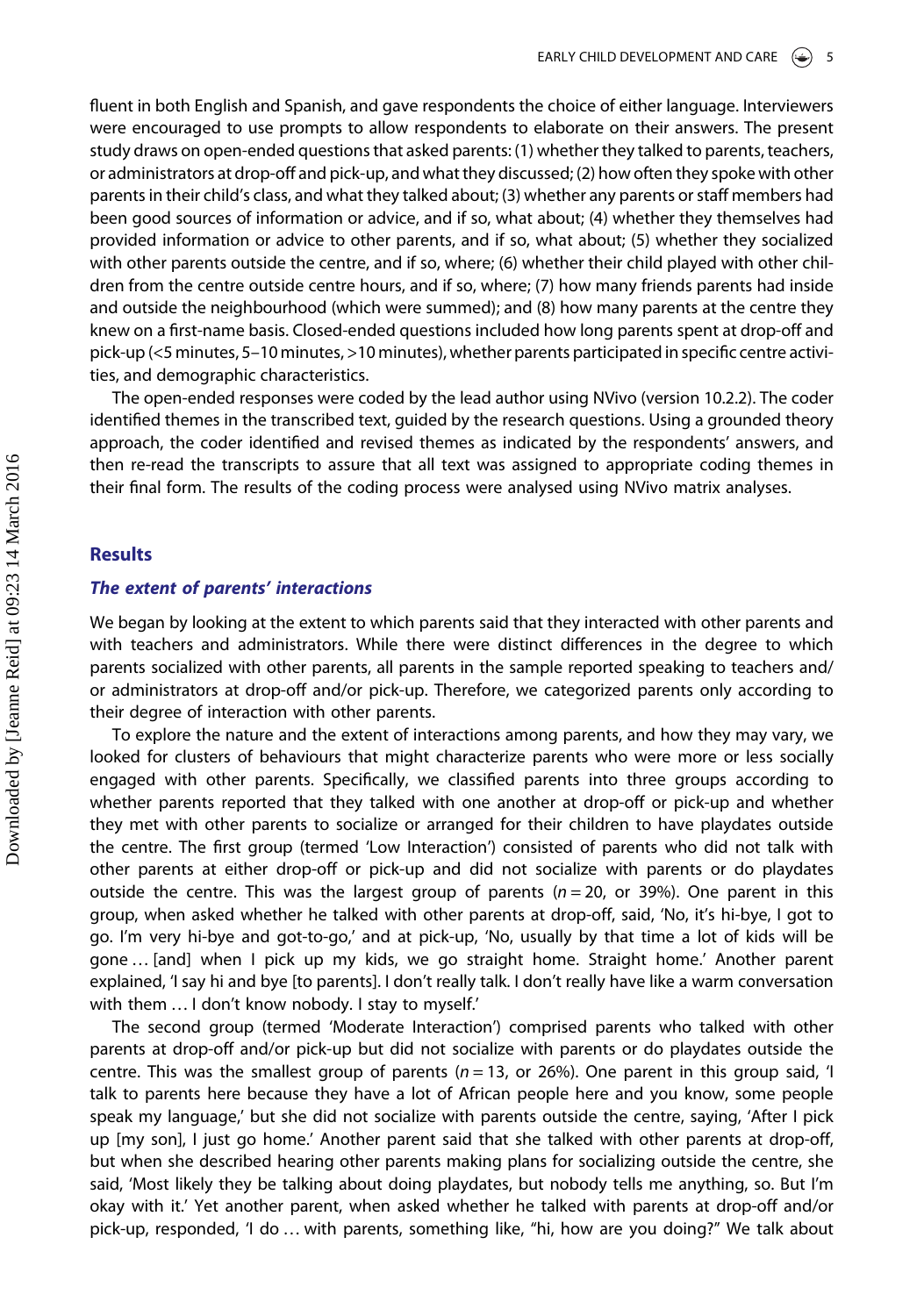fluent in both English and Spanish, and gave respondents the choice of either language. Interviewers were encouraged to use prompts to allow respondents to elaborate on their answers. The present study draws on open-ended questions that asked parents: (1) whether they talked to parents, teachers, or administrators at drop-off and pick-up, and what they discussed; (2) how often they spoke with other parents in their child's class, and what they talked about; (3) whether any parents or staff members had been good sources of information or advice, and if so, what about; (4) whether they themselves had provided information or advice to other parents, and if so, what about; (5) whether they socialized with other parents outside the centre, and if so, where; (6) whether their child played with other children from the centre outside centre hours, and if so, where; (7) how many friends parents had inside and outside the neighbourhood (which were summed); and (8) how many parents at the centre they knew on a first-name basis. Closed-ended questions included how long parents spent at drop-off and pick-up (<5 minutes, 5–10 minutes, >10 minutes), whether parents participated in specific centre activities, and demographic characteristics.

The open-ended responses were coded by the lead author using NVivo (version 10.2.2). The coder identified themes in the transcribed text, guided by the research questions. Using a grounded theory approach, the coder identified and revised themes as indicated by the respondents' answers, and then re-read the transcripts to assure that all text was assigned to appropriate coding themes in their final form. The results of the coding process were analysed using NVivo matrix analyses.

## Results

### *The extent of parents' interactions*

We began by looking at the extent to which parents said that they interacted with other parents and with teachers and administrators. While there were distinct differences in the degree to which parents socialized with other parents, all parents in the sample reported speaking to teachers and/or administrators at drop-off and/or pick-up. Therefore, we categorized parents only according to their degree of interaction with other parents.

To explore the nature and the extent of interactions among parents, and how they may vary, we looked for clusters of behaviours that might characterize parents who were more or less socially engaged with other parents. Specifically, we classified parents into three groups according to whether parents reported that they talked with one another at drop-off or pick-up and whether they met with other parents to socialize or arranged for their children to have playdates outside the centre. The first group (termed 'Low Interaction') consisted of parents who did not talk with other parents at either drop-off or pick-up and did not socialize with parents or do playdates outside the centre. This was the largest group of parents ($n = 20$, or 39%). One parent in this group, when asked whether he talked with other parents at drop-off, said, 'No, it's hi-bye, I got to go. I'm very hi-bye and got-to-go,' and at pick-up, 'No, usually by that time a lot of kids will be gone … [and] when I pick up my kids, we go straight home. Straight home.' Another parent explained, 'I say hi and bye [to parents]. I don't really talk. I don't really have like a warm conversation with them … I don't know nobody. I stay to myself.'

The second group (termed 'Moderate Interaction') comprised parents who talked with other parents at drop-off and/or pick-up but did not socialize with parents or do playdates outside the centre. This was the smallest group of parents ($n = 13$, or 26%). One parent in this group said, 'I talk to parents here because they have a lot of African people here and you know, some people speak my language,' but she did not socialize with parents outside the centre, saying, 'After I pick up [my son], I just go home.' Another parent said that she talked with other parents at drop-off, but when she described hearing other parents making plans for socializing outside the centre, she said, 'Most likely they be talking about doing playdates, but nobody tells me anything, so. But I'm okay with it.' Yet another parent, when asked whether he talked with parents at drop-off and/or pick-up, responded, 'I do … with parents, something like, "hi, how are you doing?" We talk about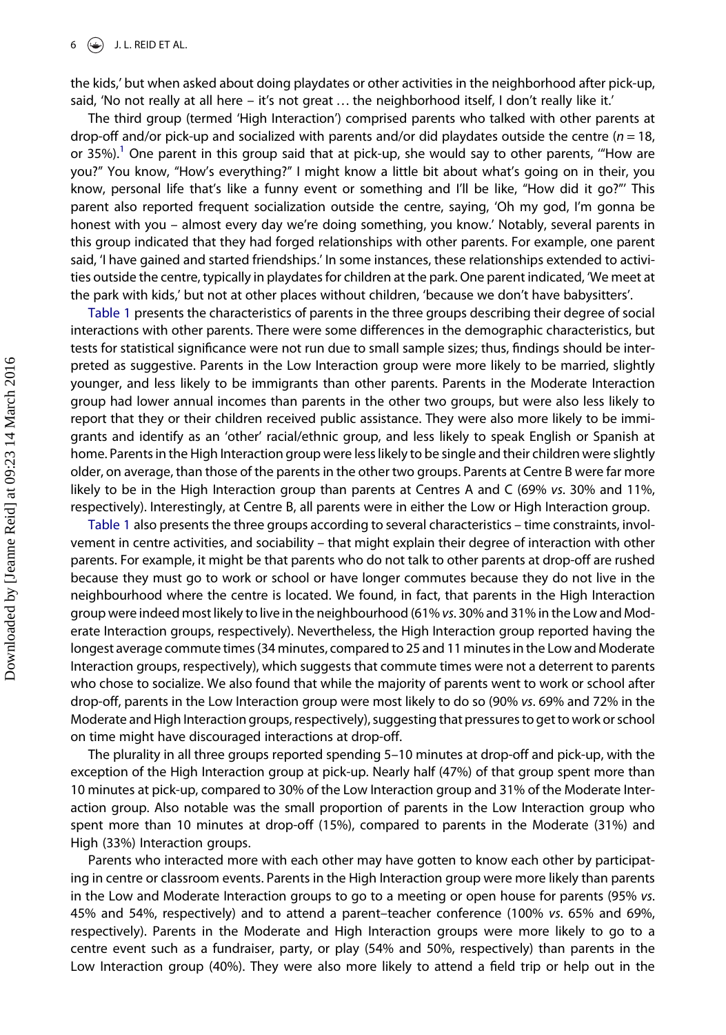the kids,' but when asked about doing playdates or other activities in the neighborhood after pick-up, said, 'No not really at all here – it's not great … the neighborhood itself, I don't really like it.'

The third group (termed 'High Interaction') comprised parents who talked with other parents at drop-off and/or pick-up and socialized with parents and/or did playdates outside the centre ($n = 18$, or 35%).[1] One parent in this group said that at pick-up, she would say to other parents, '"How are you?" You know, "How's everything?" I might know a little bit about what's going on in their, you know, personal life that's like a funny event or something and I'll be like, "How did it go?"' This parent also reported frequent socialization outside the centre, saying, 'Oh my god, I'm gonna be honest with you – almost every day we're doing something, you know.' Notably, several parents in this group indicated that they had forged relationships with other parents. For example, one parent said, 'I have gained and started friendships.' In some instances, these relationships extended to activities outside the centre, typically in playdates for children at the park. One parent indicated, 'We meet at the park with kids,' but not at other places without children, 'because we don't have babysitters'.

Table 1 presents the characteristics of parents in the three groups describing their degree of social interactions with other parents. There were some differences in the demographic characteristics, but tests for statistical significance were not run due to small sample sizes; thus, findings should be interpreted as suggestive. Parents in the Low Interaction group were more likely to be married, slightly younger, and less likely to be immigrants than other parents. Parents in the Moderate Interaction group had lower annual incomes than parents in the other two groups, but were also less likely to report that they or their children received public assistance. They were also more likely to be immigrants and identify as an 'other' racial/ethnic group, and less likely to speak English or Spanish at home. Parents in the High Interaction group were less likely to be single and their children were slightly older, on average, than those of the parents in the other two groups. Parents at Centre B were far more likely to be in the High Interaction group than parents at Centres A and C (69% *vs*. 30% and 11%, respectively). Interestingly, at Centre B, all parents were in either the Low or High Interaction group.

Table 1 also presents the three groups according to several characteristics – time constraints, involvement in centre activities, and sociability – that might explain their degree of interaction with other parents. For example, it might be that parents who do not talk to other parents at drop-off are rushed because they must go to work or school or have longer commutes because they do not live in the neighbourhood where the centre is located. We found, in fact, that parents in the High Interaction group were indeed most likely to live in the neighbourhood (61% *vs*. 30% and 31% in the Low and Moderate Interaction groups, respectively). Nevertheless, the High Interaction group reported having the longest average commute times (34 minutes, compared to 25 and 11 minutes in the Low and Moderate Interaction groups, respectively), which suggests that commute times were not a deterrent to parents who chose to socialize. We also found that while the majority of parents went to work or school after drop-off, parents in the Low Interaction group were most likely to do so (90% *vs*. 69% and 72% in the Moderate and High Interaction groups, respectively), suggesting that pressures to get to work or school on time might have discouraged interactions at drop-off.

The plurality in all three groups reported spending 5–10 minutes at drop-off and pick-up, with the exception of the High Interaction group at pick-up. Nearly half (47%) of that group spent more than 10 minutes at pick-up, compared to 30% of the Low Interaction group and 31% of the Moderate Interaction group. Also notable was the small proportion of parents in the Low Interaction group who spent more than 10 minutes at drop-off (15%), compared to parents in the Moderate (31%) and High (33%) Interaction groups.

Parents who interacted more with each other may have gotten to know each other by participating in centre or classroom events. Parents in the High Interaction group were more likely than parents in the Low and Moderate Interaction groups to go to a meeting or open house for parents (95% *vs*. 45% and 54%, respectively) and to attend a parent–teacher conference (100% *vs*. 65% and 69%, respectively). Parents in the Moderate and High Interaction groups were more likely to go to a centre event such as a fundraiser, party, or play (54% and 50%, respectively) than parents in the Low Interaction group (40%). They were also more likely to attend a field trip or help out in the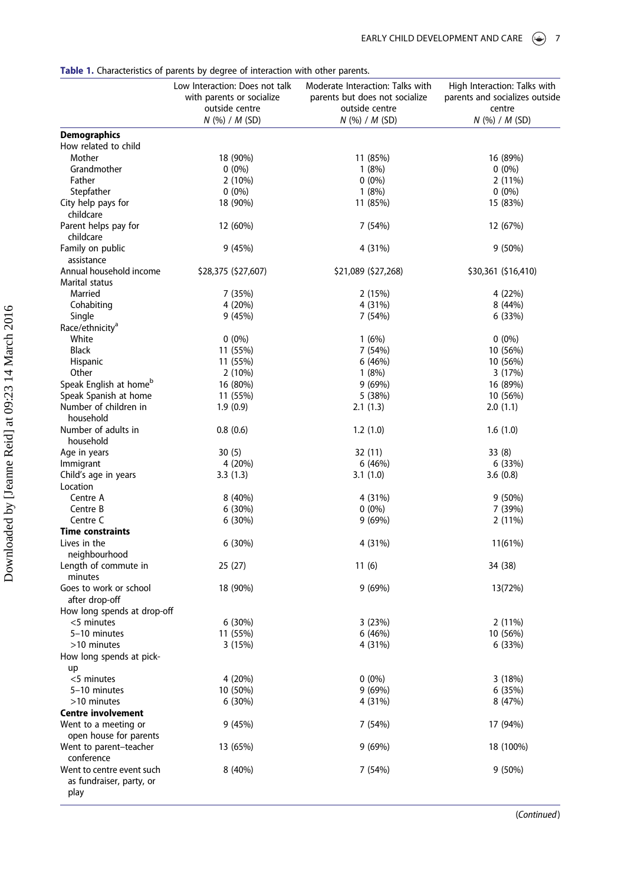**Table 1.** Characteristics of parents by degree of interaction with other parents.

| | Low Interaction: Does not talk with parents or socialize outside centre N (%) / M (SD) | Moderate Interaction: Talks with parents but does not socialize outside centre N (%) / M (SD) | High Interaction: Talks with parents and socializes outside centre N (%) / M (SD) |
|---|---|---|---|
| **Demographics** | | | |
| How related to child | | | |
| Mother | 18 (90%) | 11 (85%) | 16 (89%) |
| Grandmother | 0 (0%) | 1 (8%) | 0 (0%) |
| Father | 2 (10%) | 0 (0%) | 2 (11%) |
| Stepfather | 0 (0%) | 1 (8%) | 0 (0%) |
| City help pays for childcare | 18 (90%) | 11 (85%) | 15 (83%) |
| Parent helps pay for childcare | 12 (60%) | 7 (54%) | 12 (67%) |
| Family on public assistance | 9 (45%) | 4 (31%) | 9 (50%) |
| Annual household income | $28,375 ($27,607) | $21,089 ($27,268) | $30,361 ($16,410) |
| Marital status | | | |
| Married | 7 (35%) | 2 (15%) | 4 (22%) |
| Cohabiting | 4 (20%) | 4 (31%) | 8 (44%) |
| Single | 9 (45%) | 7 (54%) | 6 (33%) |
| Race/ethnicity[a] | | | |
| White | 0 (0%) | 1 (6%) | 0 (0%) |
| Black | 11 (55%) | 7 (54%) | 10 (56%) |
| Hispanic | 11 (55%) | 6 (46%) | 10 (56%) |
| Other | 2 (10%) | 1 (8%) | 3 (17%) |
| Speak English at home[b] | 16 (80%) | 9 (69%) | 16 (89%) |
| Speak Spanish at home | 11 (55%) | 5 (38%) | 10 (56%) |
| Number of children in household | 1.9 (0.9) | 2.1 (1.3) | 2.0 (1.1) |
| Number of adults in household | 0.8 (0.6) | 1.2 (1.0) | 1.6 (1.0) |
| Age in years | 30 (5) | 32 (11) | 33 (8) |
| Immigrant | 4 (20%) | 6 (46%) | 6 (33%) |
| Child's age in years | 3.3 (1.3) | 3.1 (1.0) | 3.6 (0.8) |
| Location | | | |
| Centre A | 8 (40%) | 4 (31%) | 9 (50%) |
| Centre B | 6 (30%) | 0 (0%) | 7 (39%) |
| Centre C | 6 (30%) | 9 (69%) | 2 (11%) |
| **Time constraints** | | | |
| Lives in the neighbourhood | 6 (30%) | 4 (31%) | 11(61%) |
| Length of commute in minutes | 25 (27) | 11 (6) | 34 (38) |
| Goes to work or school after drop-off | 18 (90%) | 9 (69%) | 13(72%) |
| How long spends at drop-off | | | |
| <5 minutes | 6 (30%) | 3 (23%) | 2 (11%) |
| 5–10 minutes | 11 (55%) | 6 (46%) | 10 (56%) |
| >10 minutes | 3 (15%) | 4 (31%) | 6 (33%) |
| How long spends at pick-up | | | |
| <5 minutes | 4 (20%) | 0 (0%) | 3 (18%) |
| 5–10 minutes | 10 (50%) | 9 (69%) | 6 (35%) |
| >10 minutes | 6 (30%) | 4 (31%) | 8 (47%) |
| **Centre involvement** | | | |
| Went to a meeting or open house for parents | 9 (45%) | 7 (54%) | 17 (94%) |
| Went to parent–teacher conference | 13 (65%) | 9 (69%) | 18 (100%) |
| Went to centre event such as fundraiser, party, or play | 8 (40%) | 7 (54%) | 9 (50%) |

(*Continued*)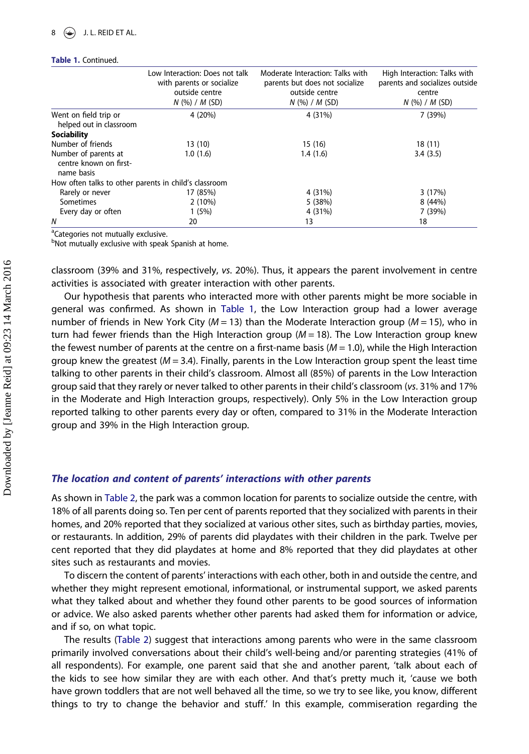**Table 1.** Continued.

| | Low Interaction: Does not talk with parents or socialize outside centre N (%) / M (SD) | Moderate Interaction: Talks with parents but does not socialize outside centre N (%) / M (SD) | High Interaction: Talks with parents and socializes outside centre N (%) / M (SD) |
|---|---|---|---|
| Went on field trip or helped out in classroom | 4 (20%) | 4 (31%) | 7 (39%) |
| **Sociability** | | | |
| Number of friends | 13 (10) | 15 (16) | 18 (11) |
| Number of parents at centre known on first-name basis | 1.0 (1.6) | 1.4 (1.6) | 3.4 (3.5) |
| How often talks to other parents in child's classroom | | | |
| Rarely or never | 17 (85%) | 4 (31%) | 3 (17%) |
| Sometimes | 2 (10%) | 5 (38%) | 8 (44%) |
| Every day or often | 1 (5%) | 4 (31%) | 7 (39%) |
| N | 20 | 13 | 18 |

[a]Categories not mutually exclusive.
[b]Not mutually exclusive with speak Spanish at home.

classroom (39% and 31%, respectively, *vs*. 20%). Thus, it appears the parent involvement in centre activities is associated with greater interaction with other parents.

Our hypothesis that parents who interacted more with other parents might be more sociable in general was confirmed. As shown in Table 1, the Low Interaction group had a lower average number of friends in New York City ($M = 13$) than the Moderate Interaction group ($M = 15$), who in turn had fewer friends than the High Interaction group ($M = 18$). The Low Interaction group knew the fewest number of parents at the centre on a first-name basis ($M = 1.0$), while the High Interaction group knew the greatest ($M = 3.4$). Finally, parents in the Low Interaction group spent the least time talking to other parents in their child's classroom. Almost all (85%) of parents in the Low Interaction group said that they rarely or never talked to other parents in their child's classroom (*vs*. 31% and 17% in the Moderate and High Interaction groups, respectively). Only 5% in the Low Interaction group reported talking to other parents every day or often, compared to 31% in the Moderate Interaction group and 39% in the High Interaction group.

### *The location and content of parents' interactions with other parents*

As shown in Table 2, the park was a common location for parents to socialize outside the centre, with 18% of all parents doing so. Ten per cent of parents reported that they socialized with parents in their homes, and 20% reported that they socialized at various other sites, such as birthday parties, movies, or restaurants. In addition, 29% of parents did playdates with their children in the park. Twelve per cent reported that they did playdates at home and 8% reported that they did playdates at other sites such as restaurants and movies.

To discern the content of parents' interactions with each other, both in and outside the centre, and whether they might represent emotional, informational, or instrumental support, we asked parents what they talked about and whether they found other parents to be good sources of information or advice. We also asked parents whether other parents had asked them for information or advice, and if so, on what topic.

The results (Table 2) suggest that interactions among parents who were in the same classroom primarily involved conversations about their child's well-being and/or parenting strategies (41% of all respondents). For example, one parent said that she and another parent, 'talk about each of the kids to see how similar they are with each other. And that's pretty much it, 'cause we both have grown toddlers that are not well behaved all the time, so we try to see like, you know, different things to try to change the behavior and stuff.' In this example, commiseration regarding the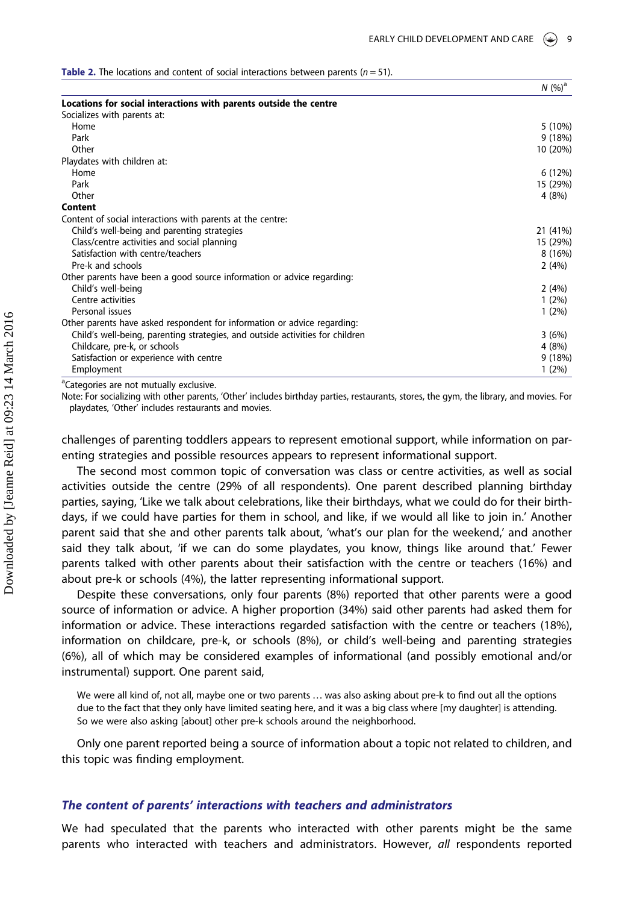**Table 2.** The locations and content of social interactions between parents ($n$ = 51).

| | $N$ (%)[a] |
|---|---|
| **Locations for social interactions with parents outside the centre** | |
| Socializes with parents at: | |
| Home | 5 (10%) |
| Park | 9 (18%) |
| Other | 10 (20%) |
| Playdates with children at: | |
| Home | 6 (12%) |
| Park | 15 (29%) |
| Other | 4 (8%) |
| **Content** | |
| Content of social interactions with parents at the centre: | |
| Child's well-being and parenting strategies | 21 (41%) |
| Class/centre activities and social planning | 15 (29%) |
| Satisfaction with centre/teachers | 8 (16%) |
| Pre-k and schools | 2 (4%) |
| Other parents have been a good source information or advice regarding: | |
| Child's well-being | 2 (4%) |
| Centre activities | 1 (2%) |
| Personal issues | 1 (2%) |
| Other parents have asked respondent for information or advice regarding: | |
| Child's well-being, parenting strategies, and outside activities for children | 3 (6%) |
| Childcare, pre-k, or schools | 4 (8%) |
| Satisfaction or experience with centre | 9 (18%) |
| Employment | 1 (2%) |

[a]Categories are not mutually exclusive.

Note: For socializing with other parents, 'Other' includes birthday parties, restaurants, stores, the gym, the library, and movies. For playdates, 'Other' includes restaurants and movies.

challenges of parenting toddlers appears to represent emotional support, while information on parenting strategies and possible resources appears to represent informational support.

The second most common topic of conversation was class or centre activities, as well as social activities outside the centre (29% of all respondents). One parent described planning birthday parties, saying, 'Like we talk about celebrations, like their birthdays, what we could do for their birthdays, if we could have parties for them in school, and like, if we would all like to join in.' Another parent said that she and other parents talk about, 'what's our plan for the weekend,' and another said they talk about, 'if we can do some playdates, you know, things like around that.' Fewer parents talked with other parents about their satisfaction with the centre or teachers (16%) and about pre-k or schools (4%), the latter representing informational support.

Despite these conversations, only four parents (8%) reported that other parents were a good source of information or advice. A higher proportion (34%) said other parents had asked them for information or advice. These interactions regarded satisfaction with the centre or teachers (18%), information on childcare, pre-k, or schools (8%), or child's well-being and parenting strategies (6%), all of which may be considered examples of informational (and possibly emotional and/or instrumental) support. One parent said,

> We were all kind of, not all, maybe one or two parents … was also asking about pre-k to find out all the options due to the fact that they only have limited seating here, and it was a big class where [my daughter] is attending. So we were also asking [about] other pre-k schools around the neighborhood.

Only one parent reported being a source of information about a topic not related to children, and this topic was finding employment.

### *The content of parents' interactions with teachers and administrators*

We had speculated that the parents who interacted with other parents might be the same parents who interacted with teachers and administrators. However, *all* respondents reported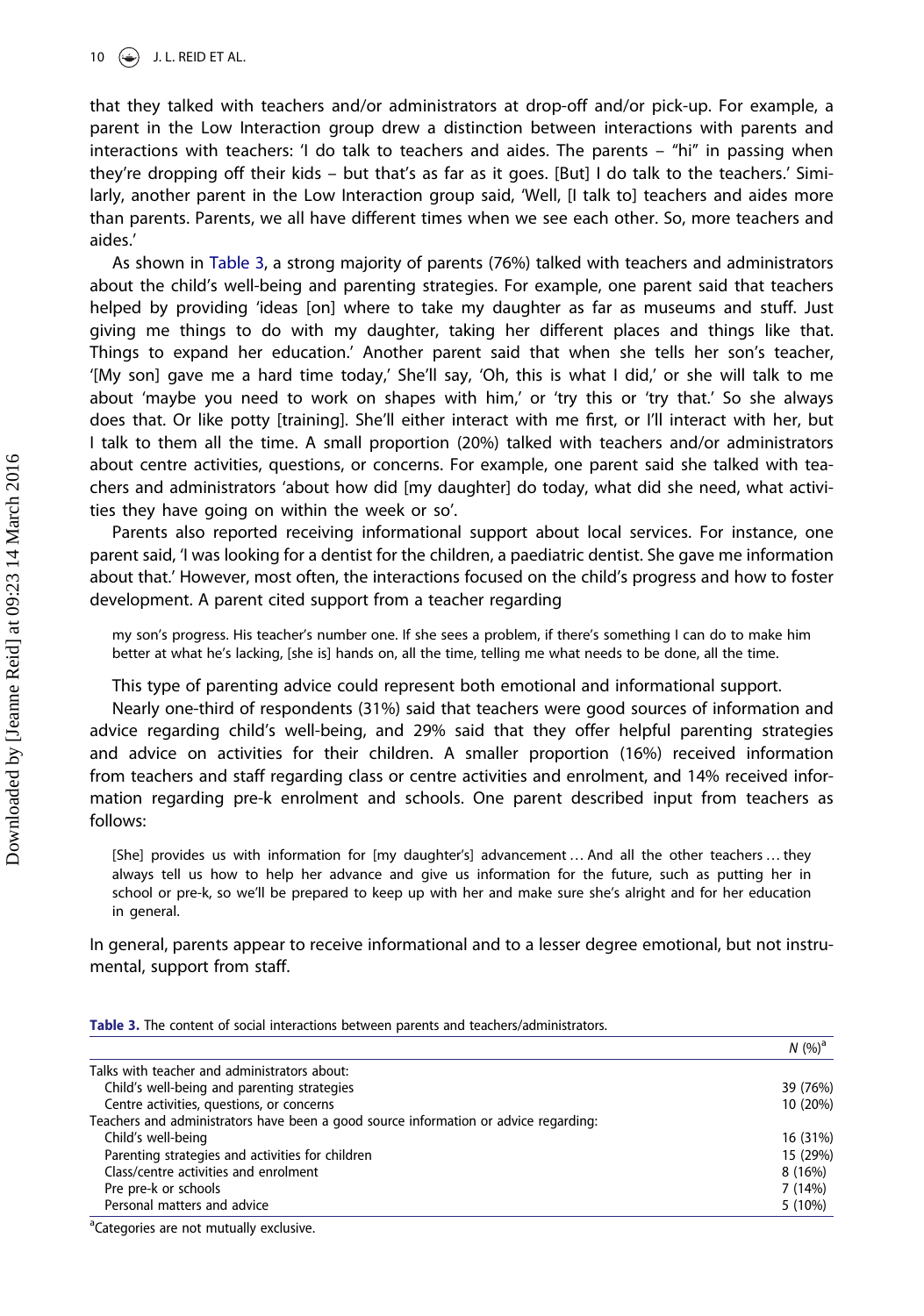that they talked with teachers and/or administrators at drop-off and/or pick-up. For example, a parent in the Low Interaction group drew a distinction between interactions with parents and interactions with teachers: 'I do talk to teachers and aides. The parents – "hi" in passing when they're dropping off their kids – but that's as far as it goes. [But] I do talk to the teachers.' Similarly, another parent in the Low Interaction group said, 'Well, [I talk to] teachers and aides more than parents. Parents, we all have different times when we see each other. So, more teachers and aides.'

As shown in Table 3, a strong majority of parents (76%) talked with teachers and administrators about the child's well-being and parenting strategies. For example, one parent said that teachers helped by providing 'ideas [on] where to take my daughter as far as museums and stuff. Just giving me things to do with my daughter, taking her different places and things like that. Things to expand her education.' Another parent said that when she tells her son's teacher, '[My son] gave me a hard time today,' She'll say, 'Oh, this is what I did,' or she will talk to me about 'maybe you need to work on shapes with him,' or 'try this or 'try that.' So she always does that. Or like potty [training]. She'll either interact with me first, or I'll interact with her, but I talk to them all the time. A small proportion (20%) talked with teachers and/or administrators about centre activities, questions, or concerns. For example, one parent said she talked with teachers and administrators 'about how did [my daughter] do today, what did she need, what activities they have going on within the week or so'.

Parents also reported receiving informational support about local services. For instance, one parent said, 'I was looking for a dentist for the children, a paediatric dentist. She gave me information about that.' However, most often, the interactions focused on the child's progress and how to foster development. A parent cited support from a teacher regarding

> my son's progress. His teacher's number one. If she sees a problem, if there's something I can do to make him better at what he's lacking, [she is] hands on, all the time, telling me what needs to be done, all the time.

This type of parenting advice could represent both emotional and informational support.

Nearly one-third of respondents (31%) said that teachers were good sources of information and advice regarding child's well-being, and 29% said that they offer helpful parenting strategies and advice on activities for their children. A smaller proportion (16%) received information from teachers and staff regarding class or centre activities and enrolment, and 14% received information regarding pre-k enrolment and schools. One parent described input from teachers as follows:

> [She] provides us with information for [my daughter's] advancement … And all the other teachers … they always tell us how to help her advance and give us information for the future, such as putting her in school or pre-k, so we'll be prepared to keep up with her and make sure she's alright and for her education in general.

In general, parents appear to receive informational and to a lesser degree emotional, but not instrumental, support from staff.

**Table 3.** The content of social interactions between parents and teachers/administrators.

| | N (%)[a] |
|---|---|
| Talks with teacher and administrators about: | |
| Child's well-being and parenting strategies | 39 (76%) |
| Centre activities, questions, or concerns | 10 (20%) |
| Teachers and administrators have been a good source information or advice regarding: | |
| Child's well-being | 16 (31%) |
| Parenting strategies and activities for children | 15 (29%) |
| Class/centre activities and enrolment | 8 (16%) |
| Pre pre-k or schools | 7 (14%) |
| Personal matters and advice | 5 (10%) |

[a]Categories are not mutually exclusive.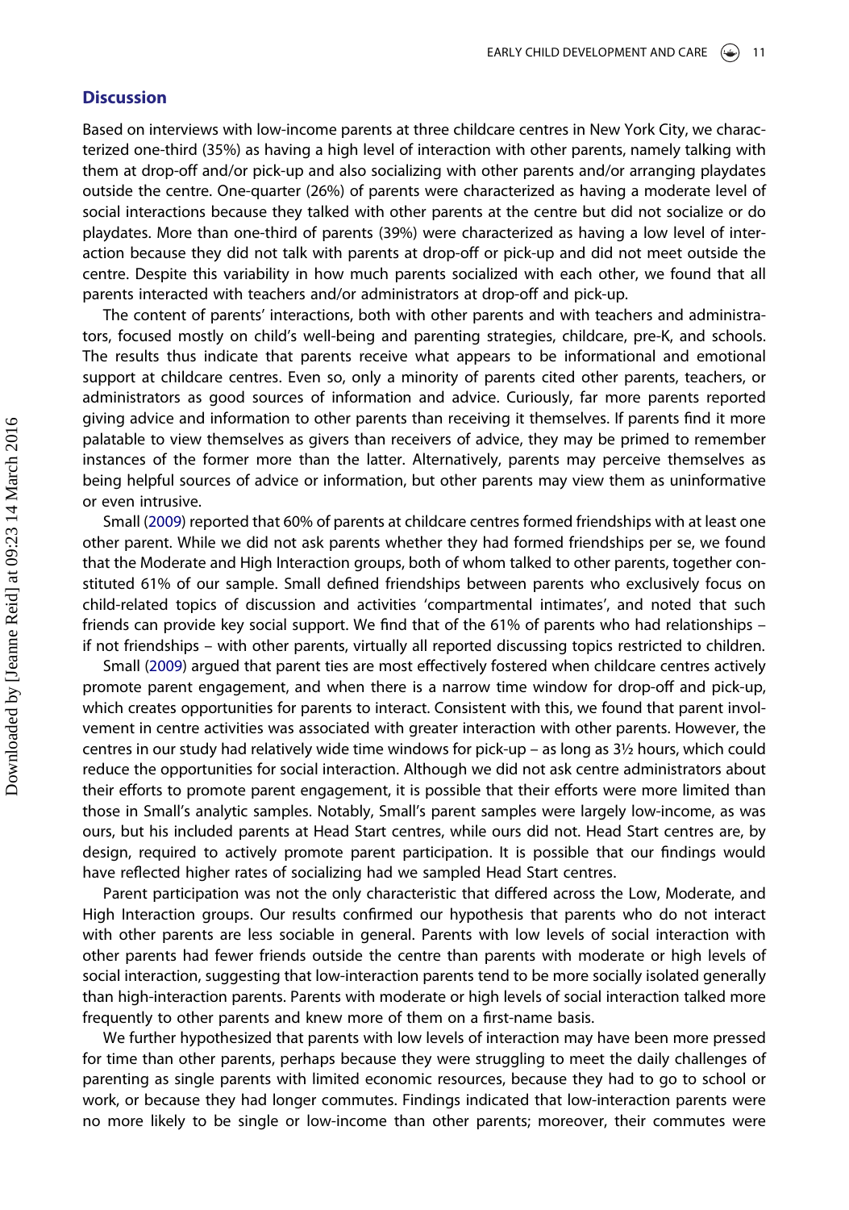## Discussion

Based on interviews with low-income parents at three childcare centres in New York City, we characterized one-third (35%) as having a high level of interaction with other parents, namely talking with them at drop-off and/or pick-up and also socializing with other parents and/or arranging playdates outside the centre. One-quarter (26%) of parents were characterized as having a moderate level of social interactions because they talked with other parents at the centre but did not socialize or do playdates. More than one-third of parents (39%) were characterized as having a low level of interaction because they did not talk with parents at drop-off or pick-up and did not meet outside the centre. Despite this variability in how much parents socialized with each other, we found that all parents interacted with teachers and/or administrators at drop-off and pick-up.

The content of parents' interactions, both with other parents and with teachers and administrators, focused mostly on child's well-being and parenting strategies, childcare, pre-K, and schools. The results thus indicate that parents receive what appears to be informational and emotional support at childcare centres. Even so, only a minority of parents cited other parents, teachers, or administrators as good sources of information and advice. Curiously, far more parents reported giving advice and information to other parents than receiving it themselves. If parents find it more palatable to view themselves as givers than receivers of advice, they may be primed to remember instances of the former more than the latter. Alternatively, parents may perceive themselves as being helpful sources of advice or information, but other parents may view them as uninformative or even intrusive.

Small (2009) reported that 60% of parents at childcare centres formed friendships with at least one other parent. While we did not ask parents whether they had formed friendships per se, we found that the Moderate and High Interaction groups, both of whom talked to other parents, together constituted 61% of our sample. Small defined friendships between parents who exclusively focus on child-related topics of discussion and activities 'compartmental intimates', and noted that such friends can provide key social support. We find that of the 61% of parents who had relationships – if not friendships – with other parents, virtually all reported discussing topics restricted to children.

Small (2009) argued that parent ties are most effectively fostered when childcare centres actively promote parent engagement, and when there is a narrow time window for drop-off and pick-up, which creates opportunities for parents to interact. Consistent with this, we found that parent involvement in centre activities was associated with greater interaction with other parents. However, the centres in our study had relatively wide time windows for pick-up – as long as 3½ hours, which could reduce the opportunities for social interaction. Although we did not ask centre administrators about their efforts to promote parent engagement, it is possible that their efforts were more limited than those in Small's analytic samples. Notably, Small's parent samples were largely low-income, as was ours, but his included parents at Head Start centres, while ours did not. Head Start centres are, by design, required to actively promote parent participation. It is possible that our findings would have reflected higher rates of socializing had we sampled Head Start centres.

Parent participation was not the only characteristic that differed across the Low, Moderate, and High Interaction groups. Our results confirmed our hypothesis that parents who do not interact with other parents are less sociable in general. Parents with low levels of social interaction with other parents had fewer friends outside the centre than parents with moderate or high levels of social interaction, suggesting that low-interaction parents tend to be more socially isolated generally than high-interaction parents. Parents with moderate or high levels of social interaction talked more frequently to other parents and knew more of them on a first-name basis.

We further hypothesized that parents with low levels of interaction may have been more pressed for time than other parents, perhaps because they were struggling to meet the daily challenges of parenting as single parents with limited economic resources, because they had to go to school or work, or because they had longer commutes. Findings indicated that low-interaction parents were no more likely to be single or low-income than other parents; moreover, their commutes were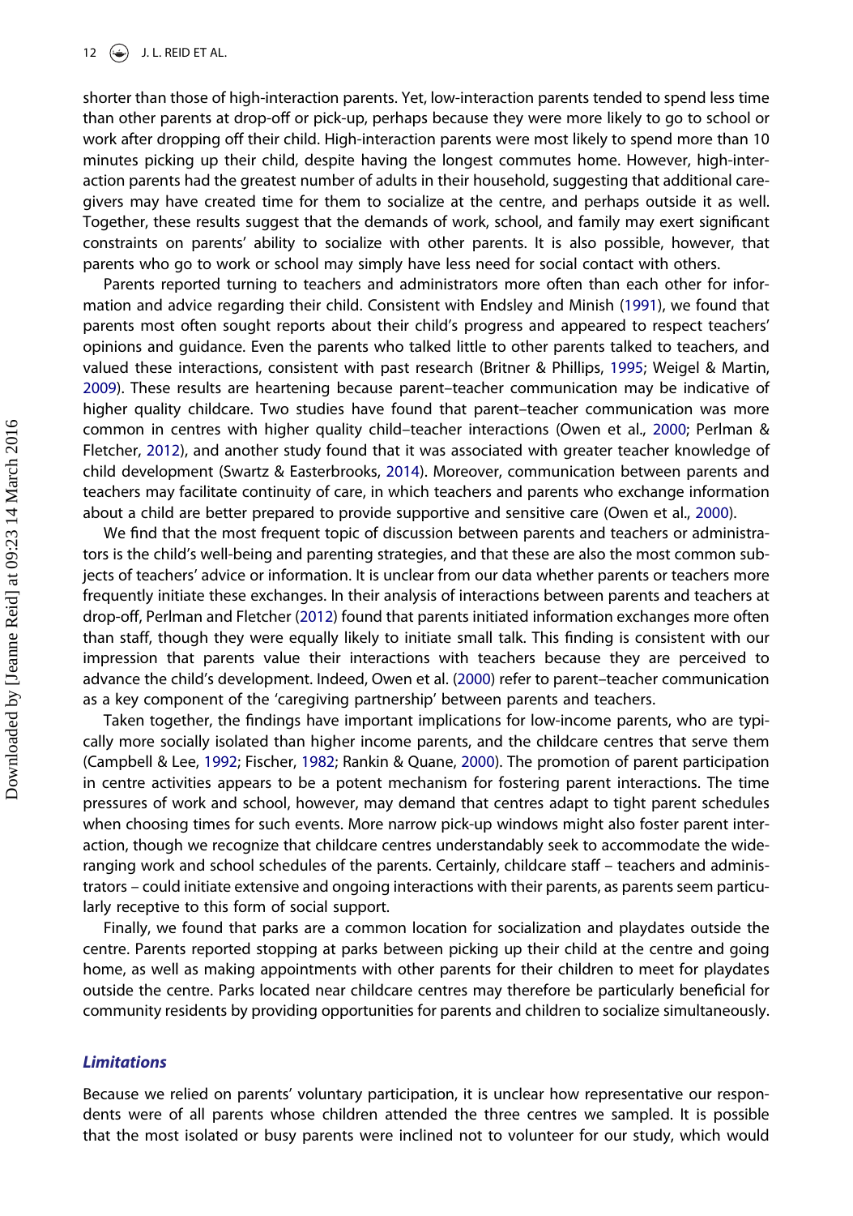shorter than those of high-interaction parents. Yet, low-interaction parents tended to spend less time than other parents at drop-off or pick-up, perhaps because they were more likely to go to school or work after dropping off their child. High-interaction parents were most likely to spend more than 10 minutes picking up their child, despite having the longest commutes home. However, high-interaction parents had the greatest number of adults in their household, suggesting that additional caregivers may have created time for them to socialize at the centre, and perhaps outside it as well. Together, these results suggest that the demands of work, school, and family may exert significant constraints on parents' ability to socialize with other parents. It is also possible, however, that parents who go to work or school may simply have less need for social contact with others.

Parents reported turning to teachers and administrators more often than each other for information and advice regarding their child. Consistent with Endsley and Minish (1991), we found that parents most often sought reports about their child's progress and appeared to respect teachers' opinions and guidance. Even the parents who talked little to other parents talked to teachers, and valued these interactions, consistent with past research (Britner & Phillips, 1995; Weigel & Martin, 2009). These results are heartening because parent–teacher communication may be indicative of higher quality childcare. Two studies have found that parent–teacher communication was more common in centres with higher quality child–teacher interactions (Owen et al., 2000; Perlman & Fletcher, 2012), and another study found that it was associated with greater teacher knowledge of child development (Swartz & Easterbrooks, 2014). Moreover, communication between parents and teachers may facilitate continuity of care, in which teachers and parents who exchange information about a child are better prepared to provide supportive and sensitive care (Owen et al., 2000).

We find that the most frequent topic of discussion between parents and teachers or administrators is the child's well-being and parenting strategies, and that these are also the most common subjects of teachers' advice or information. It is unclear from our data whether parents or teachers more frequently initiate these exchanges. In their analysis of interactions between parents and teachers at drop-off, Perlman and Fletcher (2012) found that parents initiated information exchanges more often than staff, though they were equally likely to initiate small talk. This finding is consistent with our impression that parents value their interactions with teachers because they are perceived to advance the child's development. Indeed, Owen et al. (2000) refer to parent–teacher communication as a key component of the 'caregiving partnership' between parents and teachers.

Taken together, the findings have important implications for low-income parents, who are typically more socially isolated than higher income parents, and the childcare centres that serve them (Campbell & Lee, 1992; Fischer, 1982; Rankin & Quane, 2000). The promotion of parent participation in centre activities appears to be a potent mechanism for fostering parent interactions. The time pressures of work and school, however, may demand that centres adapt to tight parent schedules when choosing times for such events. More narrow pick-up windows might also foster parent interaction, though we recognize that childcare centres understandably seek to accommodate the wide-ranging work and school schedules of the parents. Certainly, childcare staff – teachers and administrators – could initiate extensive and ongoing interactions with their parents, as parents seem particularly receptive to this form of social support.

Finally, we found that parks are a common location for socialization and playdates outside the centre. Parents reported stopping at parks between picking up their child at the centre and going home, as well as making appointments with other parents for their children to meet for playdates outside the centre. Parks located near childcare centres may therefore be particularly beneficial for community residents by providing opportunities for parents and children to socialize simultaneously.

### *Limitations*

Because we relied on parents' voluntary participation, it is unclear how representative our respondents were of all parents whose children attended the three centres we sampled. It is possible that the most isolated or busy parents were inclined not to volunteer for our study, which would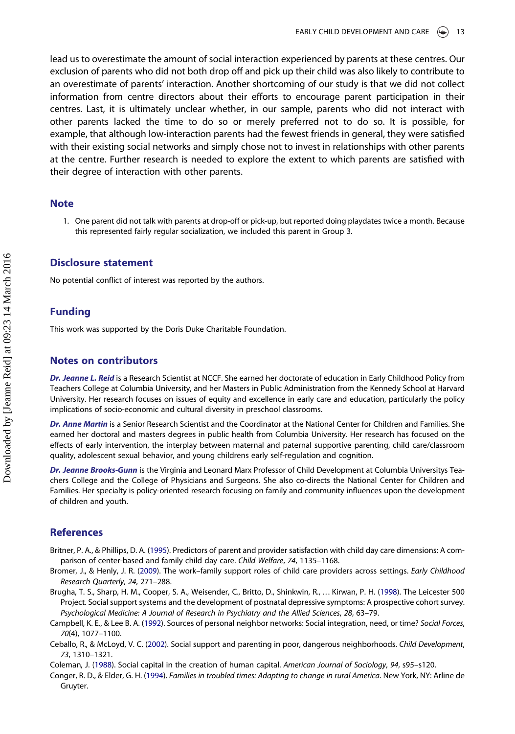lead us to overestimate the amount of social interaction experienced by parents at these centres. Our exclusion of parents who did not both drop off and pick up their child was also likely to contribute to an overestimate of parents' interaction. Another shortcoming of our study is that we did not collect information from centre directors about their efforts to encourage parent participation in their centres. Last, it is ultimately unclear whether, in our sample, parents who did not interact with other parents lacked the time to do so or merely preferred not to do so. It is possible, for example, that although low-interaction parents had the fewest friends in general, they were satisfied with their existing social networks and simply chose not to invest in relationships with other parents at the centre. Further research is needed to explore the extent to which parents are satisfied with their degree of interaction with other parents.

## Note

1. One parent did not talk with parents at drop-off or pick-up, but reported doing playdates twice a month. Because this represented fairly regular socialization, we included this parent in Group 3.

## Disclosure statement

No potential conflict of interest was reported by the authors.

## Funding

This work was supported by the Doris Duke Charitable Foundation.

## Notes on contributors

***Dr. Jeanne L. Reid*** is a Research Scientist at NCCF. She earned her doctorate of education in Early Childhood Policy from Teachers College at Columbia University, and her Masters in Public Administration from the Kennedy School at Harvard University. Her research focuses on issues of equity and excellence in early care and education, particularly the policy implications of socio-economic and cultural diversity in preschool classrooms.

***Dr. Anne Martin*** is a Senior Research Scientist and the Coordinator at the National Center for Children and Families. She earned her doctoral and masters degrees in public health from Columbia University. Her research has focused on the effects of early intervention, the interplay between maternal and paternal supportive parenting, child care/classroom quality, adolescent sexual behavior, and young childrens early self-regulation and cognition.

***Dr. Jeanne Brooks-Gunn*** is the Virginia and Leonard Marx Professor of Child Development at Columbia Universitys Teachers College and the College of Physicians and Surgeons. She also co-directs the National Center for Children and Families. Her specialty is policy-oriented research focusing on family and community influences upon the development of children and youth.

## References

Britner, P. A., & Phillips, D. A. (1995). Predictors of parent and provider satisfaction with child day care dimensions: A comparison of center-based and family child day care. *Child Welfare*, *74*, 1135–1168.

Bromer, J., & Henly, J. R. (2009). The work–family support roles of child care providers across settings. *Early Childhood Research Quarterly*, *24*, 271–288.

Brugha, T. S., Sharp, H. M., Cooper, S. A., Weisender, C., Britto, D., Shinkwin, R., … Kirwan, P. H. (1998). The Leicester 500 Project. Social support systems and the development of postnatal depressive symptoms: A prospective cohort survey. *Psychological Medicine: A Journal of Research in Psychiatry and the Allied Sciences*, *28*, 63–79.

Campbell, K. E., & Lee B. A. (1992). Sources of personal neighbor networks: Social integration, need, or time? *Social Forces*, *70*(4), 1077–1100.

Ceballo, R., & McLoyd, V. C. (2002). Social support and parenting in poor, dangerous neighborhoods. *Child Development*, *73*, 1310–1321.

Coleman, J. (1988). Social capital in the creation of human capital. *American Journal of Sociology*, *94*, s95–s120.

Conger, R. D., & Elder, G. H. (1994). *Families in troubled times: Adapting to change in rural America*. New York, NY: Arline de Gruyter.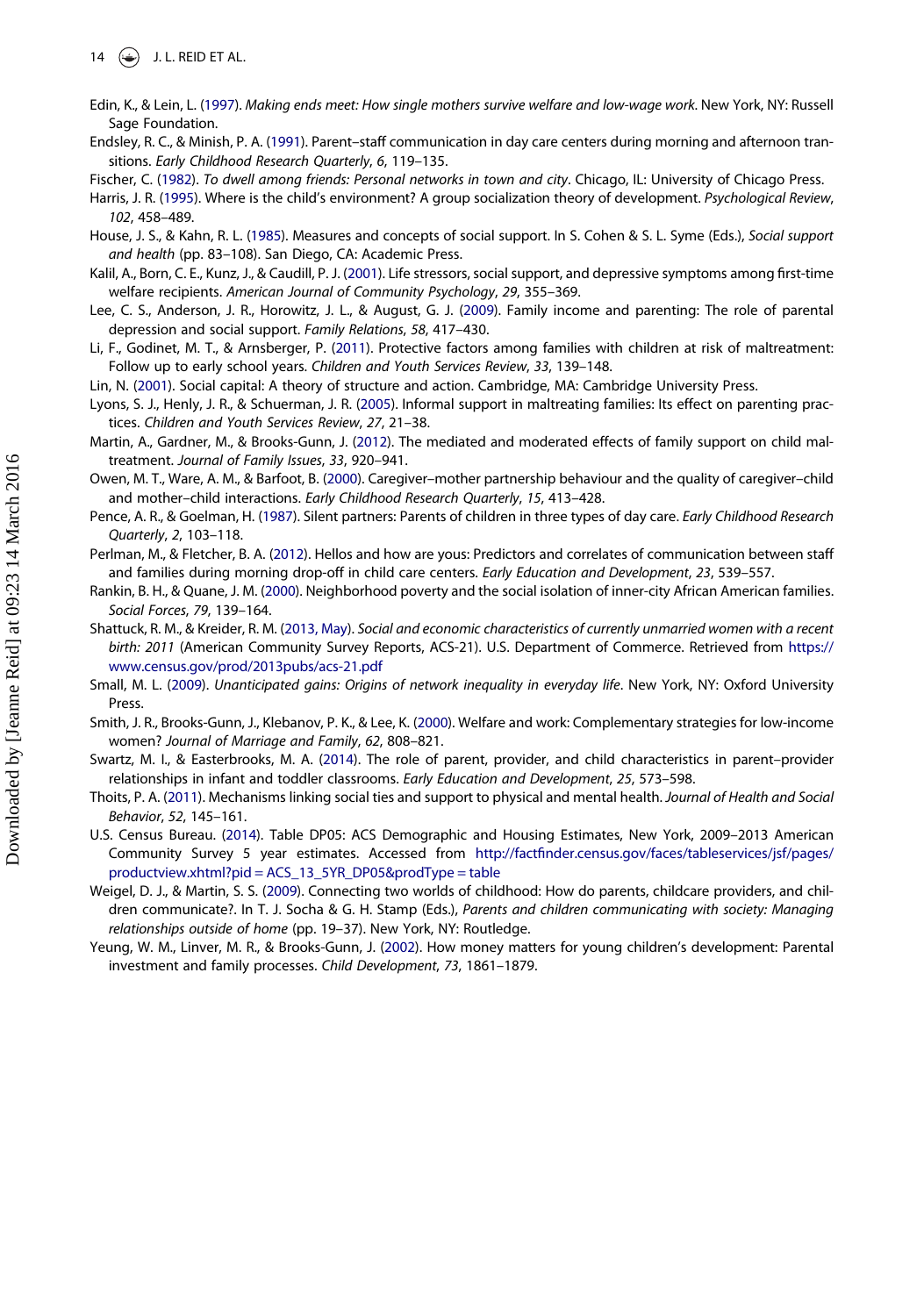Edin, K., & Lein, L. (1997). *Making ends meet: How single mothers survive welfare and low-wage work*. New York, NY: Russell Sage Foundation.

Endsley, R. C., & Minish, P. A. (1991). Parent–staff communication in day care centers during morning and afternoon transitions. *Early Childhood Research Quarterly*, *6*, 119–135.

Fischer, C. (1982). *To dwell among friends: Personal networks in town and city*. Chicago, IL: University of Chicago Press.

Harris, J. R. (1995). Where is the child's environment? A group socialization theory of development. *Psychological Review*, *102*, 458–489.

House, J. S., & Kahn, R. L. (1985). Measures and concepts of social support. In S. Cohen & S. L. Syme (Eds.), *Social support and health* (pp. 83–108). San Diego, CA: Academic Press.

Kalil, A., Born, C. E., Kunz, J., & Caudill, P. J. (2001). Life stressors, social support, and depressive symptoms among first-time welfare recipients. *American Journal of Community Psychology*, *29*, 355–369.

Lee, C. S., Anderson, J. R., Horowitz, J. L., & August, G. J. (2009). Family income and parenting: The role of parental depression and social support. *Family Relations*, *58*, 417–430.

Li, F., Godinet, M. T., & Arnsberger, P. (2011). Protective factors among families with children at risk of maltreatment: Follow up to early school years. *Children and Youth Services Review*, *33*, 139–148.

Lin, N. (2001). Social capital: A theory of structure and action. Cambridge, MA: Cambridge University Press.

Lyons, S. J., Henly, J. R., & Schuerman, J. R. (2005). Informal support in maltreating families: Its effect on parenting practices. *Children and Youth Services Review*, *27*, 21–38.

Martin, A., Gardner, M., & Brooks-Gunn, J. (2012). The mediated and moderated effects of family support on child maltreatment. *Journal of Family Issues*, *33*, 920–941.

Owen, M. T., Ware, A. M., & Barfoot, B. (2000). Caregiver–mother partnership behaviour and the quality of caregiver–child and mother–child interactions. *Early Childhood Research Quarterly*, *15*, 413–428.

Pence, A. R., & Goelman, H. (1987). Silent partners: Parents of children in three types of day care. *Early Childhood Research Quarterly*, *2*, 103–118.

Perlman, M., & Fletcher, B. A. (2012). Hellos and how are yous: Predictors and correlates of communication between staff and families during morning drop-off in child care centers. *Early Education and Development*, *23*, 539–557.

Rankin, B. H., & Quane, J. M. (2000). Neighborhood poverty and the social isolation of inner-city African American families. *Social Forces*, *79*, 139–164.

Shattuck, R. M., & Kreider, R. M. (2013, May). *Social and economic characteristics of currently unmarried women with a recent birth: 2011* (American Community Survey Reports, ACS-21). U.S. Department of Commerce. Retrieved from https://www.census.gov/prod/2013pubs/acs-21.pdf

Small, M. L. (2009). *Unanticipated gains: Origins of network inequality in everyday life*. New York, NY: Oxford University Press.

Smith, J. R., Brooks-Gunn, J., Klebanov, P. K., & Lee, K. (2000). Welfare and work: Complementary strategies for low-income women? *Journal of Marriage and Family*, *62*, 808–821.

Swartz, M. I., & Easterbrooks, M. A. (2014). The role of parent, provider, and child characteristics in parent–provider relationships in infant and toddler classrooms. *Early Education and Development*, *25*, 573–598.

Thoits, P. A. (2011). Mechanisms linking social ties and support to physical and mental health. *Journal of Health and Social Behavior*, *52*, 145–161.

U.S. Census Bureau. (2014). Table DP05: ACS Demographic and Housing Estimates, New York, 2009–2013 American Community Survey 5 year estimates. Accessed from http://factfinder.census.gov/faces/tableservices/jsf/pages/productview.xhtml?pid = ACS_13_5YR_DP05&prodType = table

Weigel, D. J., & Martin, S. S. (2009). Connecting two worlds of childhood: How do parents, childcare providers, and children communicate?. In T. J. Socha & G. H. Stamp (Eds.), *Parents and children communicating with society: Managing relationships outside of home* (pp. 19–37). New York, NY: Routledge.

Yeung, W. M., Linver, M. R., & Brooks-Gunn, J. (2002). How money matters for young children's development: Parental investment and family processes. *Child Development*, *73*, 1861–1879.